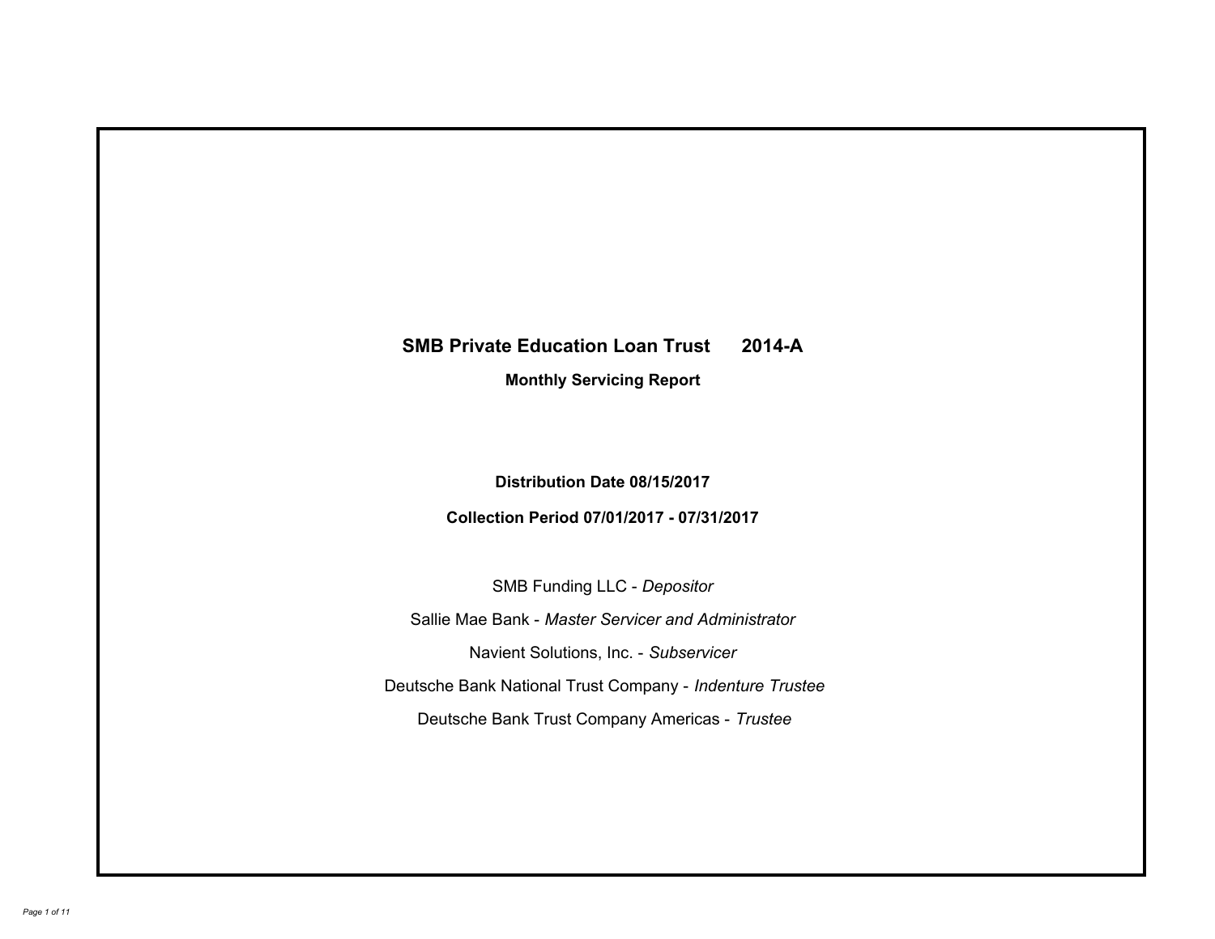# SMB Private Education Loan Trust 2014-A

## Monthly Servicing Report

**Distribution Date 08/15/2017**

**Collection Period 07/01/2017 - 07/31/2017**

SMB Funding LLC - *Depositor*

Sallie Mae Bank - *Master Servicer and Administrator*

Navient Solutions, Inc. - *Subservicer*

Deutsche Bank National Trust Company - *Indenture Trustee*

Deutsche Bank Trust Company Americas - *Trustee*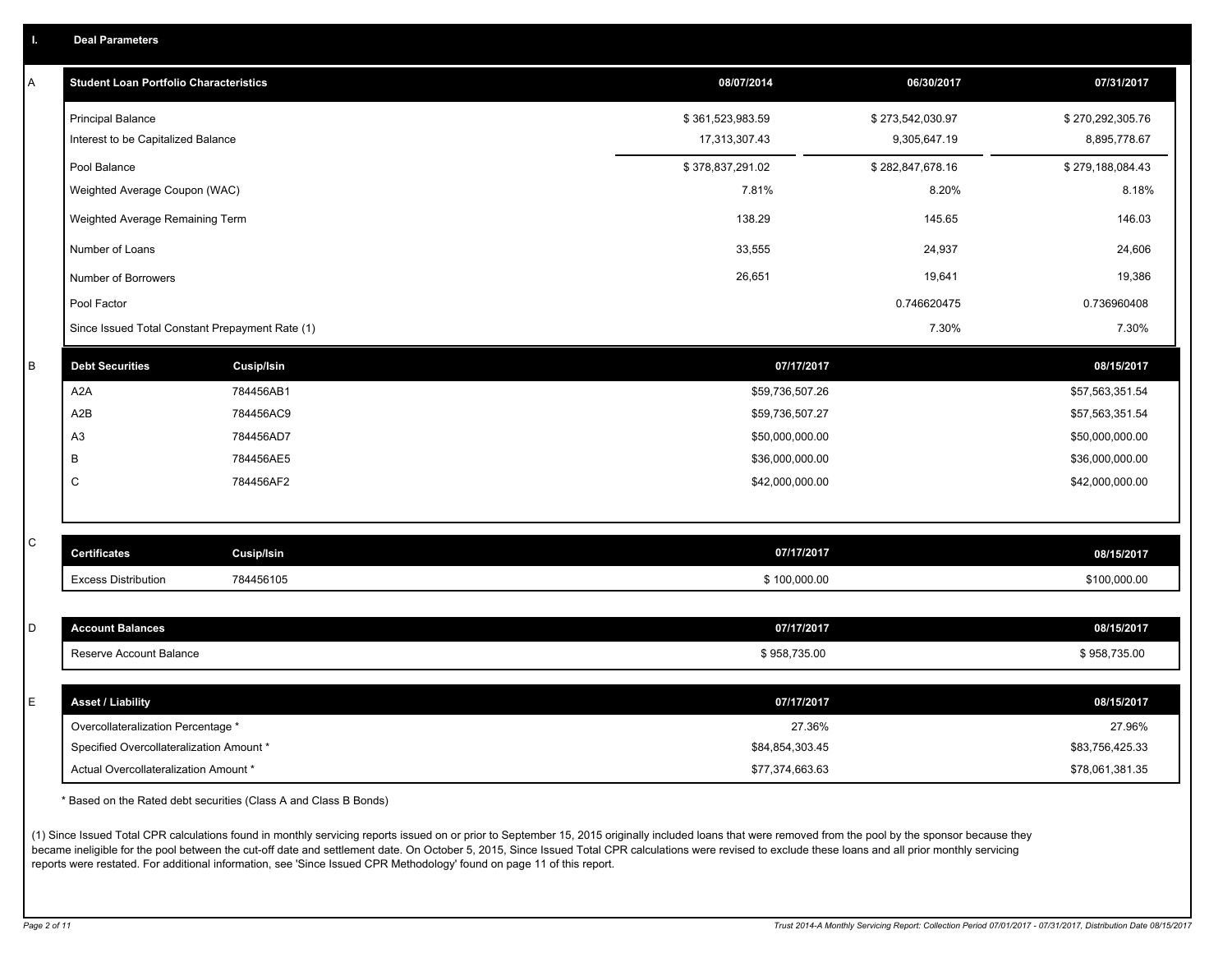## I. Deal Parameters

### A

| Student Loan Portfolio Characteristics | 08/07/2014 | 06/30/2017 | 07/31/2017 |
|---|---|---|---|
| Principal Balance | $ 361,523,983.59 | $ 273,542,030.97 | $ 270,292,305.76 |
| Interest to be Capitalized Balance | 17,313,307.43 | 9,305,647.19 | 8,895,778.67 |
| Pool Balance | $ 378,837,291.02 | $ 282,847,678.16 | $ 279,188,084.43 |
| Weighted Average Coupon (WAC) | 7.81% | 8.20% | 8.18% |
| Weighted Average Remaining Term | 138.29 | 145.65 | 146.03 |
| Number of Loans | 33,555 | 24,937 | 24,606 |
| Number of Borrowers | 26,651 | 19,641 | 19,386 |
| Pool Factor | | 0.746620475 | 0.736960408 |
| Since Issued Total Constant Prepayment Rate (1) | | 7.30% | 7.30% |

### B

| Debt Securities | Cusip/Isin | 07/17/2017 | 08/15/2017 |
|---|---|---|---|
| A2A | 784456AB1 | $59,736,507.26 | $57,563,351.54 |
| A2B | 784456AC9 | $59,736,507.27 | $57,563,351.54 |
| A3 | 784456AD7 | $50,000,000.00 | $50,000,000.00 |
| B | 784456AE5 | $36,000,000.00 | $36,000,000.00 |
| C | 784456AF2 | $42,000,000.00 | $42,000,000.00 |

### C

| Certificates | Cusip/Isin | 07/17/2017 | 08/15/2017 |
|---|---|---|---|
| Excess Distribution | 784456105 | $ 100,000.00 | $100,000.00 |

### D

| Account Balances | 07/17/2017 | 08/15/2017 |
|---|---|---|
| Reserve Account Balance | $ 958,735.00 | $ 958,735.00 |

### E

| Asset / Liability | 07/17/2017 | 08/15/2017 |
|---|---|---|
| Overcollateralization Percentage * | 27.36% | 27.96% |
| Specified Overcollateralization Amount * | $84,854,303.45 | $83,756,425.33 |
| Actual Overcollateralization Amount * | $77,374,663.63 | $78,061,381.35 |

* Based on the Rated debt securities (Class A and Class B Bonds)

(1) Since Issued Total CPR calculations found in monthly servicing reports issued on or prior to September 15, 2015 originally included loans that were removed from the pool by the sponsor because they became ineligible for the pool between the cut-off date and settlement date. On October 5, 2015, Since Issued Total CPR calculations were revised to exclude these loans and all prior monthly servicing reports were restated. For additional information, see 'Since Issued CPR Methodology' found on page 11 of this report.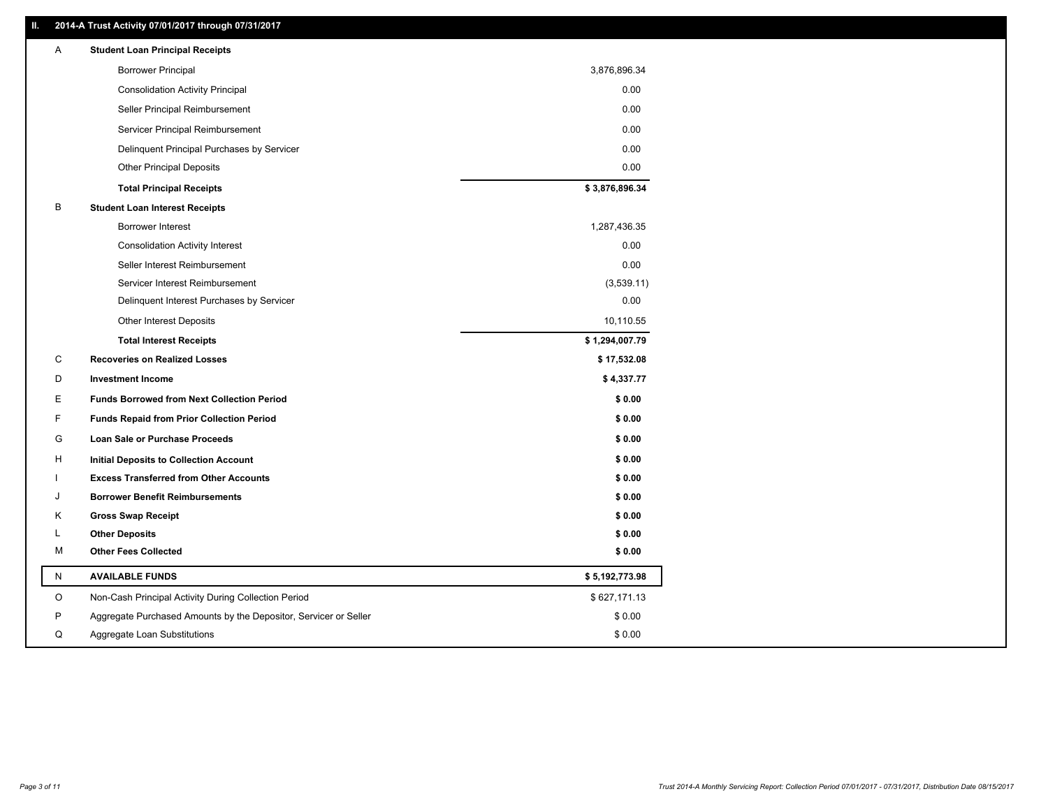## II. 2014-A Trust Activity 07/01/2017 through 07/31/2017

| | | |
|---|---|---|
| A | **Student Loan Principal Receipts** | |
| | Borrower Principal | 3,876,896.34 |
| | Consolidation Activity Principal | 0.00 |
| | Seller Principal Reimbursement | 0.00 |
| | Servicer Principal Reimbursement | 0.00 |
| | Delinquent Principal Purchases by Servicer | 0.00 |
| | Other Principal Deposits | 0.00 |
| | **Total Principal Receipts** | **$ 3,876,896.34** |
| B | **Student Loan Interest Receipts** | |
| | Borrower Interest | 1,287,436.35 |
| | Consolidation Activity Interest | 0.00 |
| | Seller Interest Reimbursement | 0.00 |
| | Servicer Interest Reimbursement | (3,539.11) |
| | Delinquent Interest Purchases by Servicer | 0.00 |
| | Other Interest Deposits | 10,110.55 |
| | **Total Interest Receipts** | **$ 1,294,007.79** |
| C | **Recoveries on Realized Losses** | **$ 17,532.08** |
| D | **Investment Income** | **$ 4,337.77** |
| E | **Funds Borrowed from Next Collection Period** | **$ 0.00** |
| F | **Funds Repaid from Prior Collection Period** | **$ 0.00** |
| G | **Loan Sale or Purchase Proceeds** | **$ 0.00** |
| H | **Initial Deposits to Collection Account** | **$ 0.00** |
| I | **Excess Transferred from Other Accounts** | **$ 0.00** |
| J | **Borrower Benefit Reimbursements** | **$ 0.00** |
| K | **Gross Swap Receipt** | **$ 0.00** |
| L | **Other Deposits** | **$ 0.00** |
| M | **Other Fees Collected** | **$ 0.00** |
| N | **AVAILABLE FUNDS** | **$ 5,192,773.98** |
| O | Non-Cash Principal Activity During Collection Period | $ 627,171.13 |
| P | Aggregate Purchased Amounts by the Depositor, Servicer or Seller | $ 0.00 |
| Q | Aggregate Loan Substitutions | $ 0.00 |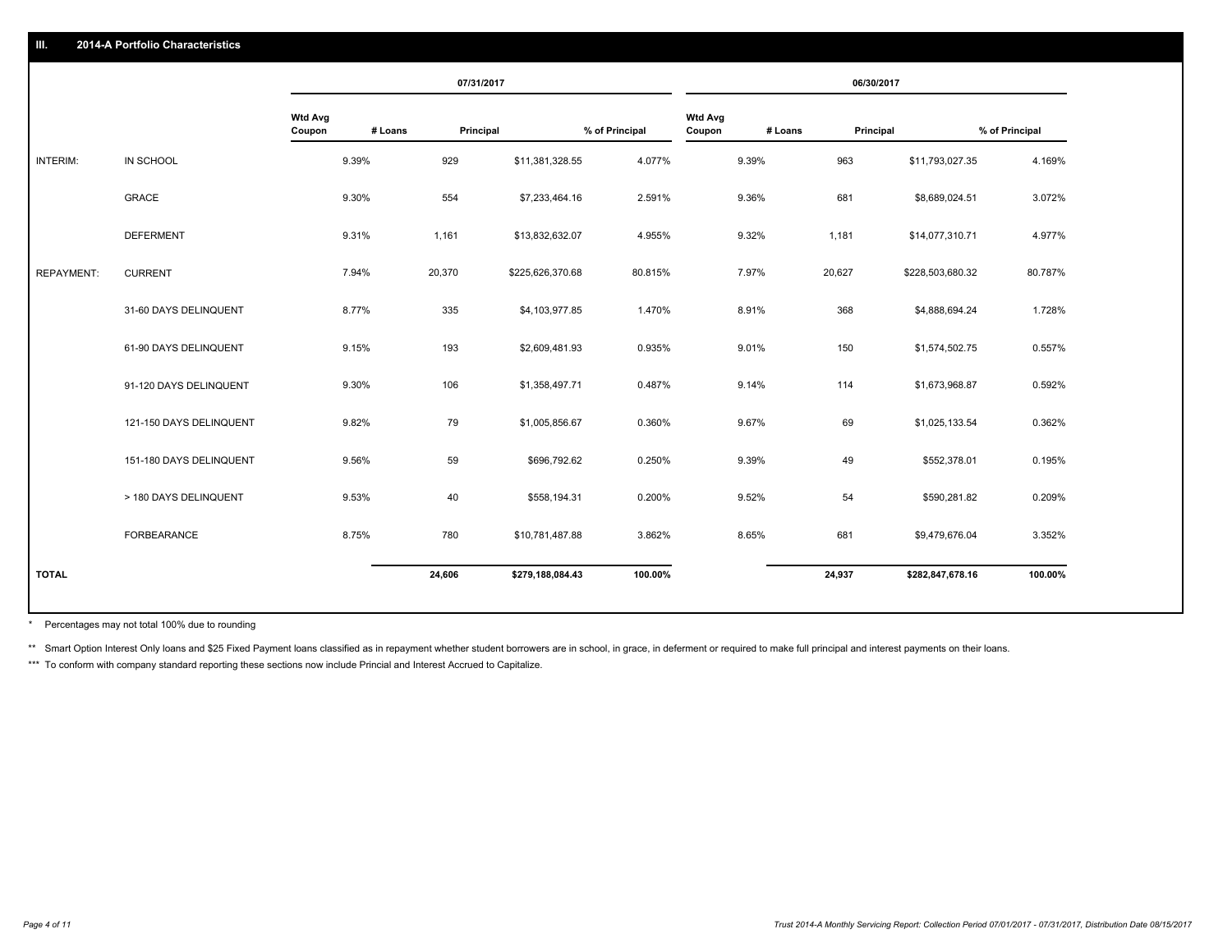## III. 2014-A Portfolio Characteristics

| | | 07/31/2017 | | | | 06/30/2017 | | | |
|---|---|---|---|---|---|---|---|---|---|
| | | Wtd Avg Coupon | # Loans | Principal | % of Principal | Wtd Avg Coupon | # Loans | Principal | % of Principal |
| INTERIM: | IN SCHOOL | 9.39% | 929 | $11,381,328.55 | 4.077% | 9.39% | 963 | $11,793,027.35 | 4.169% |
| | GRACE | 9.30% | 554 | $7,233,464.16 | 2.591% | 9.36% | 681 | $8,689,024.51 | 3.072% |
| | DEFERMENT | 9.31% | 1,161 | $13,832,632.07 | 4.955% | 9.32% | 1,181 | $14,077,310.71 | 4.977% |
| REPAYMENT: | CURRENT | 7.94% | 20,370 | $225,626,370.68 | 80.815% | 7.97% | 20,627 | $228,503,680.32 | 80.787% |
| | 31-60 DAYS DELINQUENT | 8.77% | 335 | $4,103,977.85 | 1.470% | 8.91% | 368 | $4,888,694.24 | 1.728% |
| | 61-90 DAYS DELINQUENT | 9.15% | 193 | $2,609,481.93 | 0.935% | 9.01% | 150 | $1,574,502.75 | 0.557% |
| | 91-120 DAYS DELINQUENT | 9.30% | 106 | $1,358,497.71 | 0.487% | 9.14% | 114 | $1,673,968.87 | 0.592% |
| | 121-150 DAYS DELINQUENT | 9.82% | 79 | $1,005,856.67 | 0.360% | 9.67% | 69 | $1,025,133.54 | 0.362% |
| | 151-180 DAYS DELINQUENT | 9.56% | 59 | $696,792.62 | 0.250% | 9.39% | 49 | $552,378.01 | 0.195% |
| | > 180 DAYS DELINQUENT | 9.53% | 40 | $558,194.31 | 0.200% | 9.52% | 54 | $590,281.82 | 0.209% |
| | FORBEARANCE | 8.75% | 780 | $10,781,487.88 | 3.862% | 8.65% | 681 | $9,479,676.04 | 3.352% |
| **TOTAL** | | | **24,606** | **$279,188,084.43** | **100.00%** | | **24,937** | **$282,847,678.16** | **100.00%** |

* Percentages may not total 100% due to rounding

** Smart Option Interest Only loans and $25 Fixed Payment loans classified as in repayment whether student borrowers are in school, in grace, in deferment or required to make full principal and interest payments on their loans.

*** To conform with company standard reporting these sections now include Princial and Interest Accrued to Capitalize.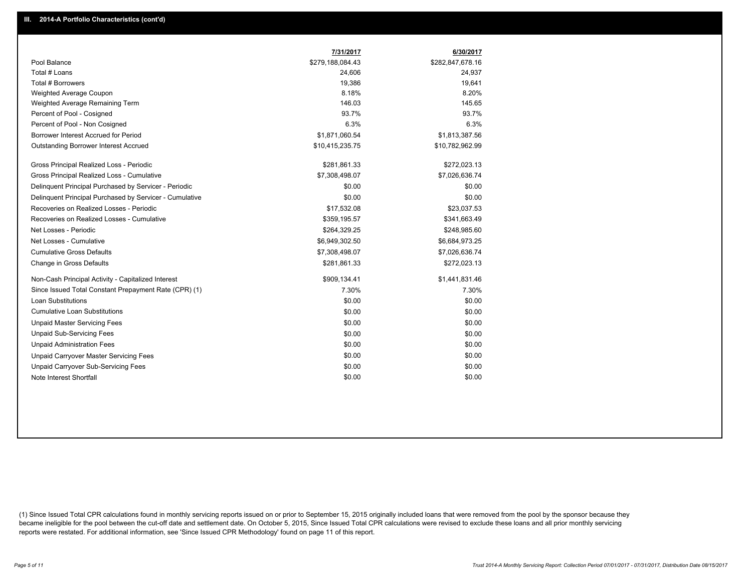## III. 2014-A Portfolio Characteristics (cont'd)

| | 7/31/2017 | 6/30/2017 |
|---|---|---|
| Pool Balance | $279,188,084.43 | $282,847,678.16 |
| Total # Loans | 24,606 | 24,937 |
| Total # Borrowers | 19,386 | 19,641 |
| Weighted Average Coupon | 8.18% | 8.20% |
| Weighted Average Remaining Term | 146.03 | 145.65 |
| Percent of Pool - Cosigned | 93.7% | 93.7% |
| Percent of Pool - Non Cosigned | 6.3% | 6.3% |
| Borrower Interest Accrued for Period | $1,871,060.54 | $1,813,387.56 |
| Outstanding Borrower Interest Accrued | $10,415,235.75 | $10,782,962.99 |
| Gross Principal Realized Loss - Periodic | $281,861.33 | $272,023.13 |
| Gross Principal Realized Loss - Cumulative | $7,308,498.07 | $7,026,636.74 |
| Delinquent Principal Purchased by Servicer - Periodic | $0.00 | $0.00 |
| Delinquent Principal Purchased by Servicer - Cumulative | $0.00 | $0.00 |
| Recoveries on Realized Losses - Periodic | $17,532.08 | $23,037.53 |
| Recoveries on Realized Losses - Cumulative | $359,195.57 | $341,663.49 |
| Net Losses - Periodic | $264,329.25 | $248,985.60 |
| Net Losses - Cumulative | $6,949,302.50 | $6,684,973.25 |
| Cumulative Gross Defaults | $7,308,498.07 | $7,026,636.74 |
| Change in Gross Defaults | $281,861.33 | $272,023.13 |
| Non-Cash Principal Activity - Capitalized Interest | $909,134.41 | $1,441,831.46 |
| Since Issued Total Constant Prepayment Rate (CPR) (1) | 7.30% | 7.30% |
| Loan Substitutions | $0.00 | $0.00 |
| Cumulative Loan Substitutions | $0.00 | $0.00 |
| Unpaid Master Servicing Fees | $0.00 | $0.00 |
| Unpaid Sub-Servicing Fees | $0.00 | $0.00 |
| Unpaid Administration Fees | $0.00 | $0.00 |
| Unpaid Carryover Master Servicing Fees | $0.00 | $0.00 |
| Unpaid Carryover Sub-Servicing Fees | $0.00 | $0.00 |
| Note Interest Shortfall | $0.00 | $0.00 |

(1) Since Issued Total CPR calculations found in monthly servicing reports issued on or prior to September 15, 2015 originally included loans that were removed from the pool by the sponsor because they became ineligible for the pool between the cut-off date and settlement date. On October 5, 2015, Since Issued Total CPR calculations were revised to exclude these loans and all prior monthly servicing reports were restated. For additional information, see 'Since Issued CPR Methodology' found on page 11 of this report.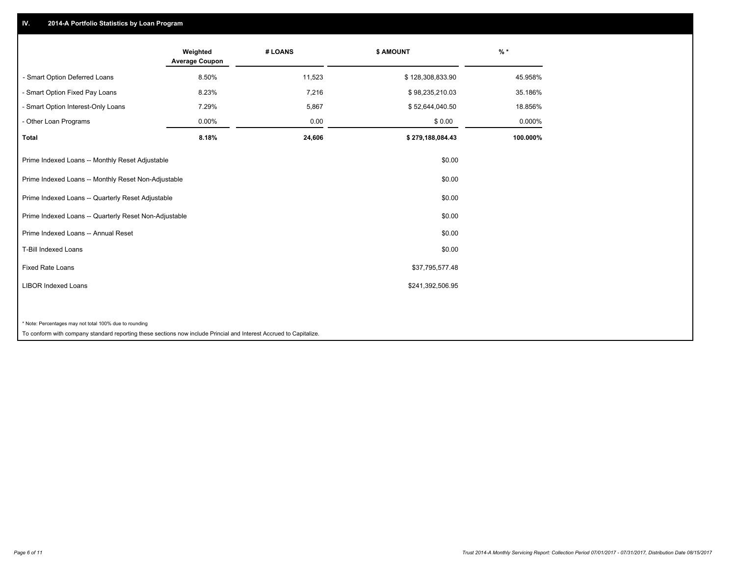## IV. 2014-A Portfolio Statistics by Loan Program

| | Weighted Average Coupon | # LOANS | $ AMOUNT | % * |
|---|---|---|---|---|
| - Smart Option Deferred Loans | 8.50% | 11,523 | $ 128,308,833.90 | 45.958% |
| - Smart Option Fixed Pay Loans | 8.23% | 7,216 | $ 98,235,210.03 | 35.186% |
| - Smart Option Interest-Only Loans | 7.29% | 5,867 | $ 52,644,040.50 | 18.856% |
| - Other Loan Programs | 0.00% | 0.00 | $ 0.00 | 0.000% |
| **Total** | **8.18%** | **24,606** | **$ 279,188,084.43** | **100.000%** |

| | |
|---|---|
| Prime Indexed Loans -- Monthly Reset Adjustable | $0.00 |
| Prime Indexed Loans -- Monthly Reset Non-Adjustable | $0.00 |
| Prime Indexed Loans -- Quarterly Reset Adjustable | $0.00 |
| Prime Indexed Loans -- Quarterly Reset Non-Adjustable | $0.00 |
| Prime Indexed Loans -- Annual Reset | $0.00 |
| T-Bill Indexed Loans | $0.00 |
| Fixed Rate Loans | $37,795,577.48 |
| LIBOR Indexed Loans | $241,392,506.95 |

* Note: Percentages may not total 100% due to rounding

To conform with company standard reporting these sections now include Princial and Interest Accrued to Capitalize.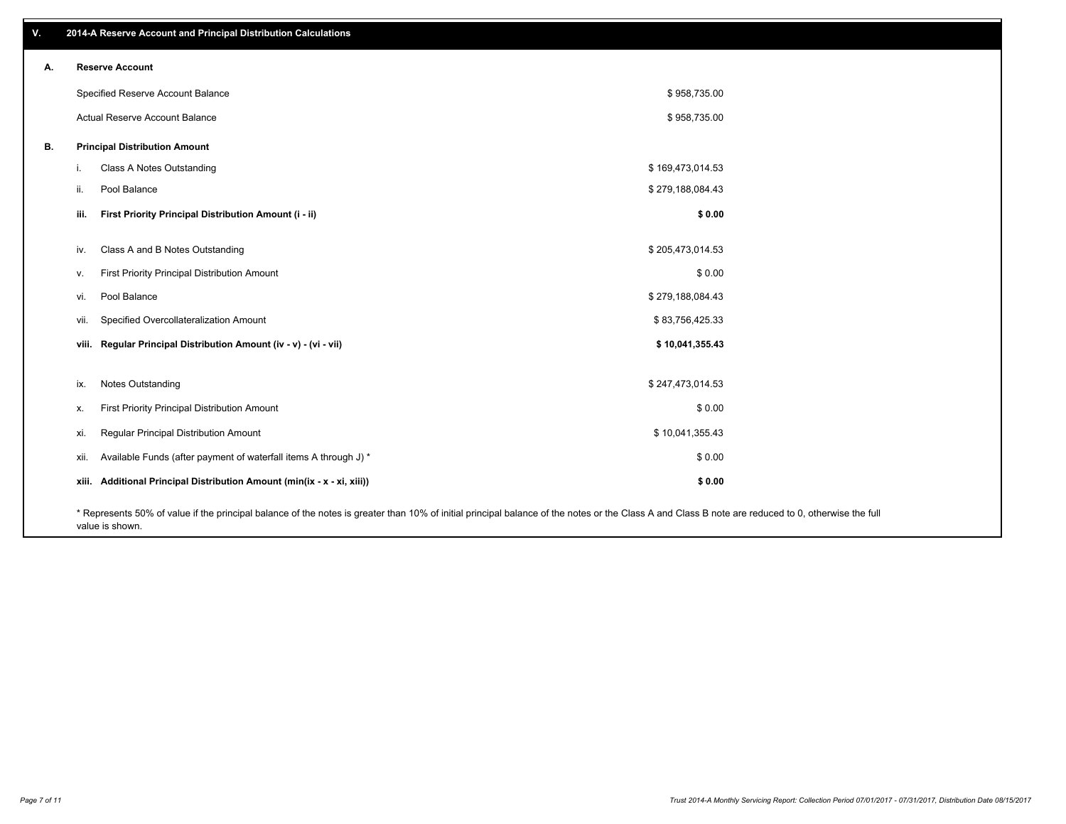## V. 2014-A Reserve Account and Principal Distribution Calculations

### A. Reserve Account

| | |
|---|---|
| Specified Reserve Account Balance | $ 958,735.00 |
| Actual Reserve Account Balance | $ 958,735.00 |

### B. Principal Distribution Amount

| | | |
|---|---|---|
| i. | Class A Notes Outstanding | $ 169,473,014.53 |
| ii. | Pool Balance | $ 279,188,084.43 |
| **iii.** | **First Priority Principal Distribution Amount (i - ii)** | **$ 0.00** |
| iv. | Class A and B Notes Outstanding | $ 205,473,014.53 |
| v. | First Priority Principal Distribution Amount | $ 0.00 |
| vi. | Pool Balance | $ 279,188,084.43 |
| vii. | Specified Overcollateralization Amount | $ 83,756,425.33 |
| **viii.** | **Regular Principal Distribution Amount (iv - v) - (vi - vii)** | **$ 10,041,355.43** |
| ix. | Notes Outstanding | $ 247,473,014.53 |
| x. | First Priority Principal Distribution Amount | $ 0.00 |
| xi. | Regular Principal Distribution Amount | $ 10,041,355.43 |
| xii. | Available Funds (after payment of waterfall items A through J) * | $ 0.00 |
| **xiii.** | **Additional Principal Distribution Amount (min(ix - x - xi, xiii))** | **$ 0.00** |

* Represents 50% of value if the principal balance of the notes is greater than 10% of initial principal balance of the notes or the Class A and Class B note are reduced to 0, otherwise the full value is shown.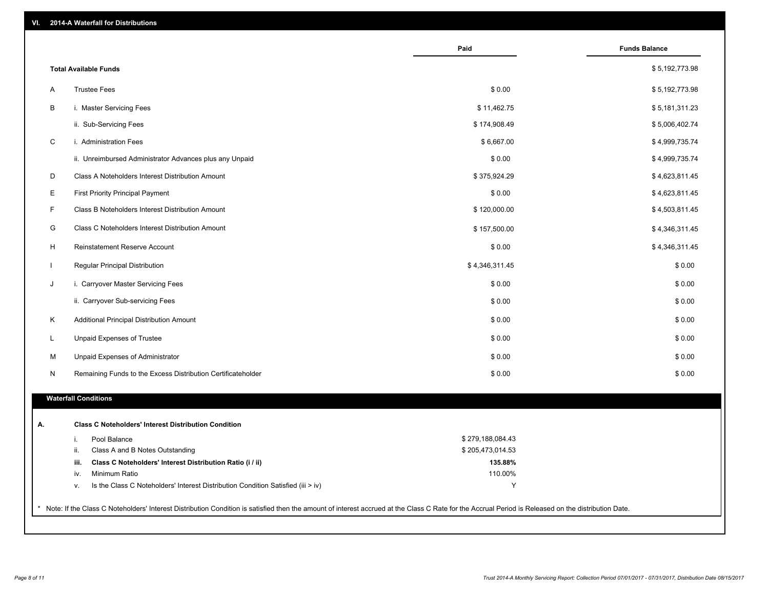## VI. 2014-A Waterfall for Distributions

| | | Paid | Funds Balance |
|---|---|---|---|
| | **Total Available Funds** | | $ 5,192,773.98 |
| A | Trustee Fees | $ 0.00 | $ 5,192,773.98 |
| B | i. Master Servicing Fees | $ 11,462.75 | $ 5,181,311.23 |
| | ii. Sub-Servicing Fees | $ 174,908.49 | $ 5,006,402.74 |
| C | i. Administration Fees | $ 6,667.00 | $ 4,999,735.74 |
| | ii. Unreimbursed Administrator Advances plus any Unpaid | $ 0.00 | $ 4,999,735.74 |
| D | Class A Noteholders Interest Distribution Amount | $ 375,924.29 | $ 4,623,811.45 |
| E | First Priority Principal Payment | $ 0.00 | $ 4,623,811.45 |
| F | Class B Noteholders Interest Distribution Amount | $ 120,000.00 | $ 4,503,811.45 |
| G | Class C Noteholders Interest Distribution Amount | $ 157,500.00 | $ 4,346,311.45 |
| H | Reinstatement Reserve Account | $ 0.00 | $ 4,346,311.45 |
| I | Regular Principal Distribution | $ 4,346,311.45 | $ 0.00 |
| J | i. Carryover Master Servicing Fees | $ 0.00 | $ 0.00 |
| | ii. Carryover Sub-servicing Fees | $ 0.00 | $ 0.00 |
| K | Additional Principal Distribution Amount | $ 0.00 | $ 0.00 |
| L | Unpaid Expenses of Trustee | $ 0.00 | $ 0.00 |
| M | Unpaid Expenses of Administrator | $ 0.00 | $ 0.00 |
| N | Remaining Funds to the Excess Distribution Certificateholder | $ 0.00 | $ 0.00 |

### Waterfall Conditions

**A. Class C Noteholders' Interest Distribution Condition**

| | | |
|---|---|---|
| i. | Pool Balance | $ 279,188,084.43 |
| ii. | Class A and B Notes Outstanding | $ 205,473,014.53 |
| **iii.** | **Class C Noteholders' Interest Distribution Ratio (i / ii)** | **135.88%** |
| iv. | Minimum Ratio | 110.00% |
| v. | Is the Class C Noteholders' Interest Distribution Condition Satisfied (iii > iv) | Y |

* Note: If the Class C Noteholders' Interest Distribution Condition is satisfied then the amount of interest accrued at the Class C Rate for the Accrual Period is Released on the distribution Date.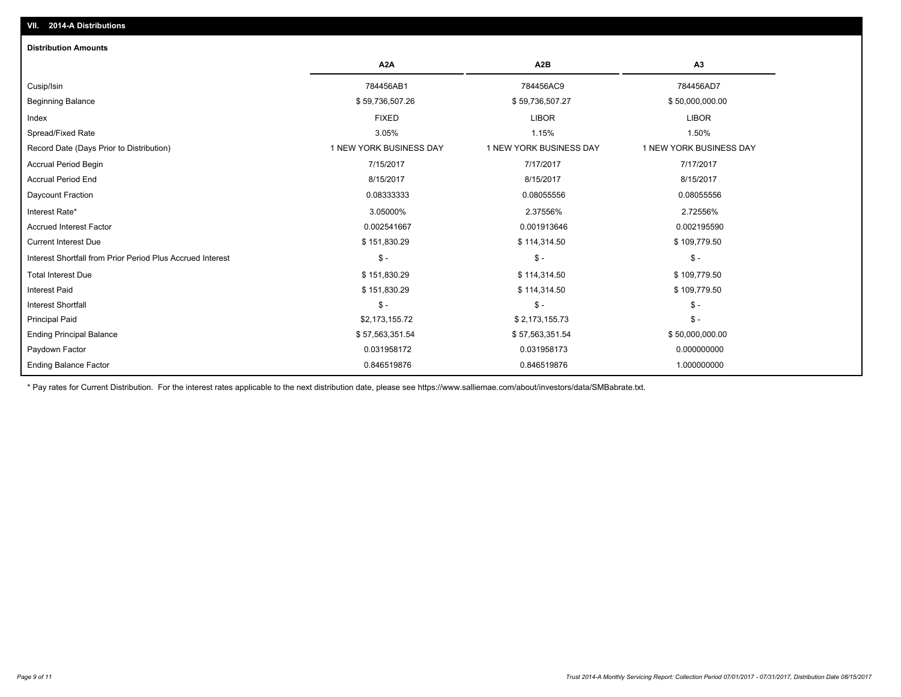## VII. 2014-A Distributions

### Distribution Amounts

| | A2A | A2B | A3 |
|---|---|---|---|
| Cusip/Isin | 784456AB1 | 784456AC9 | 784456AD7 |
| Beginning Balance | $ 59,736,507.26 | $ 59,736,507.27 | $ 50,000,000.00 |
| Index | FIXED | LIBOR | LIBOR |
| Spread/Fixed Rate | 3.05% | 1.15% | 1.50% |
| Record Date (Days Prior to Distribution) | 1 NEW YORK BUSINESS DAY | 1 NEW YORK BUSINESS DAY | 1 NEW YORK BUSINESS DAY |
| Accrual Period Begin | 7/15/2017 | 7/17/2017 | 7/17/2017 |
| Accrual Period End | 8/15/2017 | 8/15/2017 | 8/15/2017 |
| Daycount Fraction | 0.08333333 | 0.08055556 | 0.08055556 |
| Interest Rate* | 3.05000% | 2.37556% | 2.72556% |
| Accrued Interest Factor | 0.002541667 | 0.001913646 | 0.002195590 |
| Current Interest Due | $ 151,830.29 | $ 114,314.50 | $ 109,779.50 |
| Interest Shortfall from Prior Period Plus Accrued Interest | $ - | $ - | $ - |
| Total Interest Due | $ 151,830.29 | $ 114,314.50 | $ 109,779.50 |
| Interest Paid | $ 151,830.29 | $ 114,314.50 | $ 109,779.50 |
| Interest Shortfall | $ - | $ - | $ - |
| Principal Paid | $2,173,155.72 | $ 2,173,155.73 | $ - |
| Ending Principal Balance | $ 57,563,351.54 | $ 57,563,351.54 | $ 50,000,000.00 |
| Paydown Factor | 0.031958172 | 0.031958173 | 0.000000000 |
| Ending Balance Factor | 0.846519876 | 0.846519876 | 1.000000000 |

* Pay rates for Current Distribution. For the interest rates applicable to the next distribution date, please see https://www.salliemae.com/about/investors/data/SMBabrate.txt.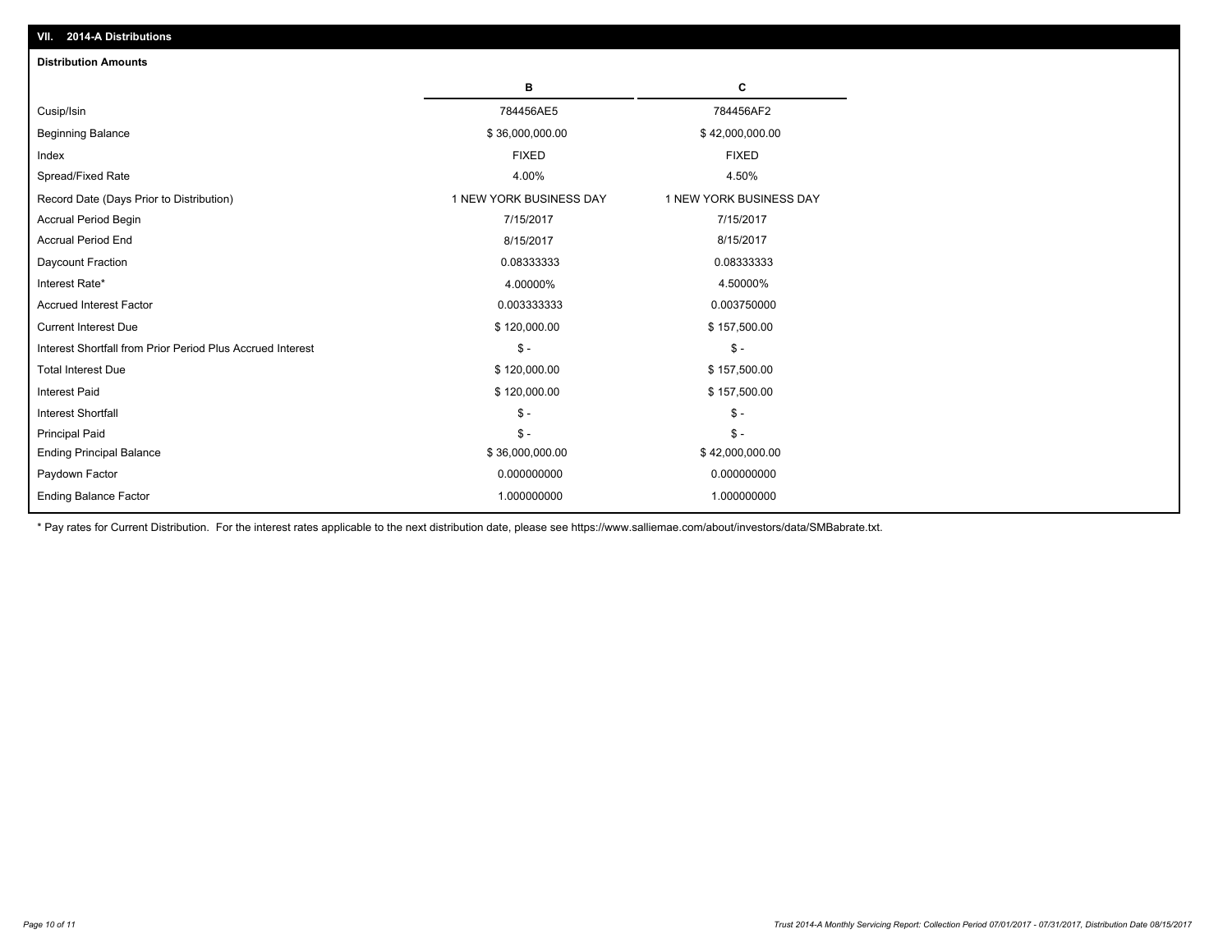## VII. 2014-A Distributions

### Distribution Amounts

| | B | C |
|---|---|---|
| Cusip/Isin | 784456AE5 | 784456AF2 |
| Beginning Balance | $ 36,000,000.00 | $ 42,000,000.00 |
| Index | FIXED | FIXED |
| Spread/Fixed Rate | 4.00% | 4.50% |
| Record Date (Days Prior to Distribution) | 1 NEW YORK BUSINESS DAY | 1 NEW YORK BUSINESS DAY |
| Accrual Period Begin | 7/15/2017 | 7/15/2017 |
| Accrual Period End | 8/15/2017 | 8/15/2017 |
| Daycount Fraction | 0.08333333 | 0.08333333 |
| Interest Rate* | 4.00000% | 4.50000% |
| Accrued Interest Factor | 0.003333333 | 0.003750000 |
| Current Interest Due | $ 120,000.00 | $ 157,500.00 |
| Interest Shortfall from Prior Period Plus Accrued Interest | $ - | $ - |
| Total Interest Due | $ 120,000.00 | $ 157,500.00 |
| Interest Paid | $ 120,000.00 | $ 157,500.00 |
| Interest Shortfall | $ - | $ - |
| Principal Paid | $ - | $ - |
| Ending Principal Balance | $ 36,000,000.00 | $ 42,000,000.00 |
| Paydown Factor | 0.000000000 | 0.000000000 |
| Ending Balance Factor | 1.000000000 | 1.000000000 |

* Pay rates for Current Distribution. For the interest rates applicable to the next distribution date, please see https://www.salliemae.com/about/investors/data/SMBabrate.txt.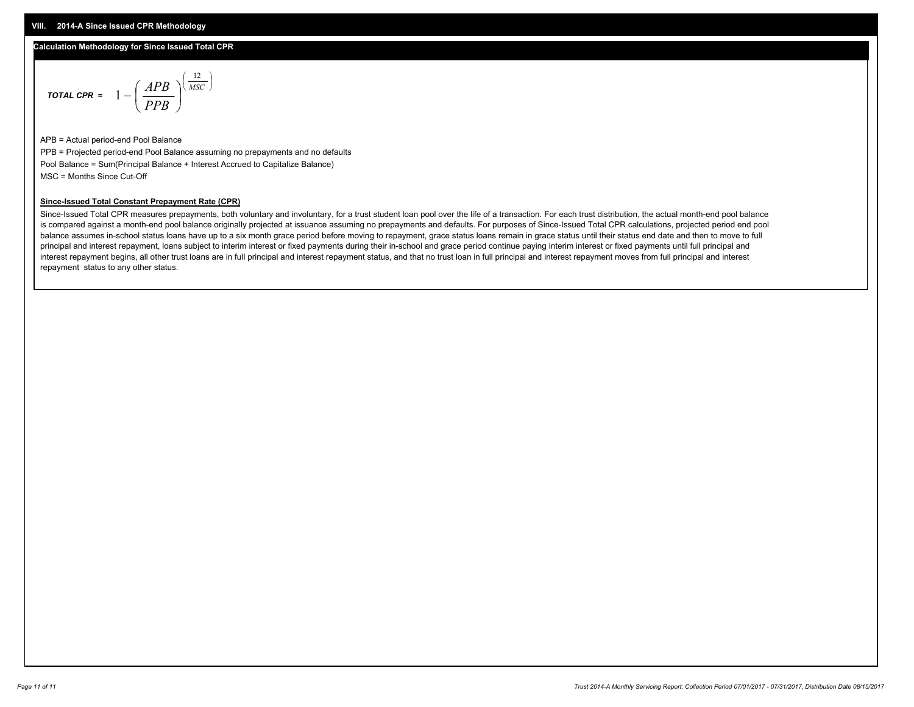## VIII. 2014-A Since Issued CPR Methodology

### Calculation Methodology for Since Issued Total CPR

$$\textbf{TOTAL CPR} = 1 - \left(\frac{APB}{PPB}\right)^{\left(\frac{12}{MSC}\right)}$$

APB = Actual period-end Pool Balance

PPB = Projected period-end Pool Balance assuming no prepayments and no defaults

Pool Balance = Sum(Principal Balance + Interest Accrued to Capitalize Balance)

MSC = Months Since Cut-Off

**Since-Issued Total Constant Prepayment Rate (CPR)**

Since-Issued Total CPR measures prepayments, both voluntary and involuntary, for a trust student loan pool over the life of a transaction. For each trust distribution, the actual month-end pool balance is compared against a month-end pool balance originally projected at issuance assuming no prepayments and defaults. For purposes of Since-Issued Total CPR calculations, projected period end pool balance assumes in-school status loans have up to a six month grace period before moving to repayment, grace status loans remain in grace status until their status end date and then to move to full principal and interest repayment, loans subject to interim interest or fixed payments during their in-school and grace period continue paying interim interest or fixed payments until full principal and interest repayment begins, all other trust loans are in full principal and interest repayment status, and that no trust loan in full principal and interest repayment moves from full principal and interest repayment status to any other status.